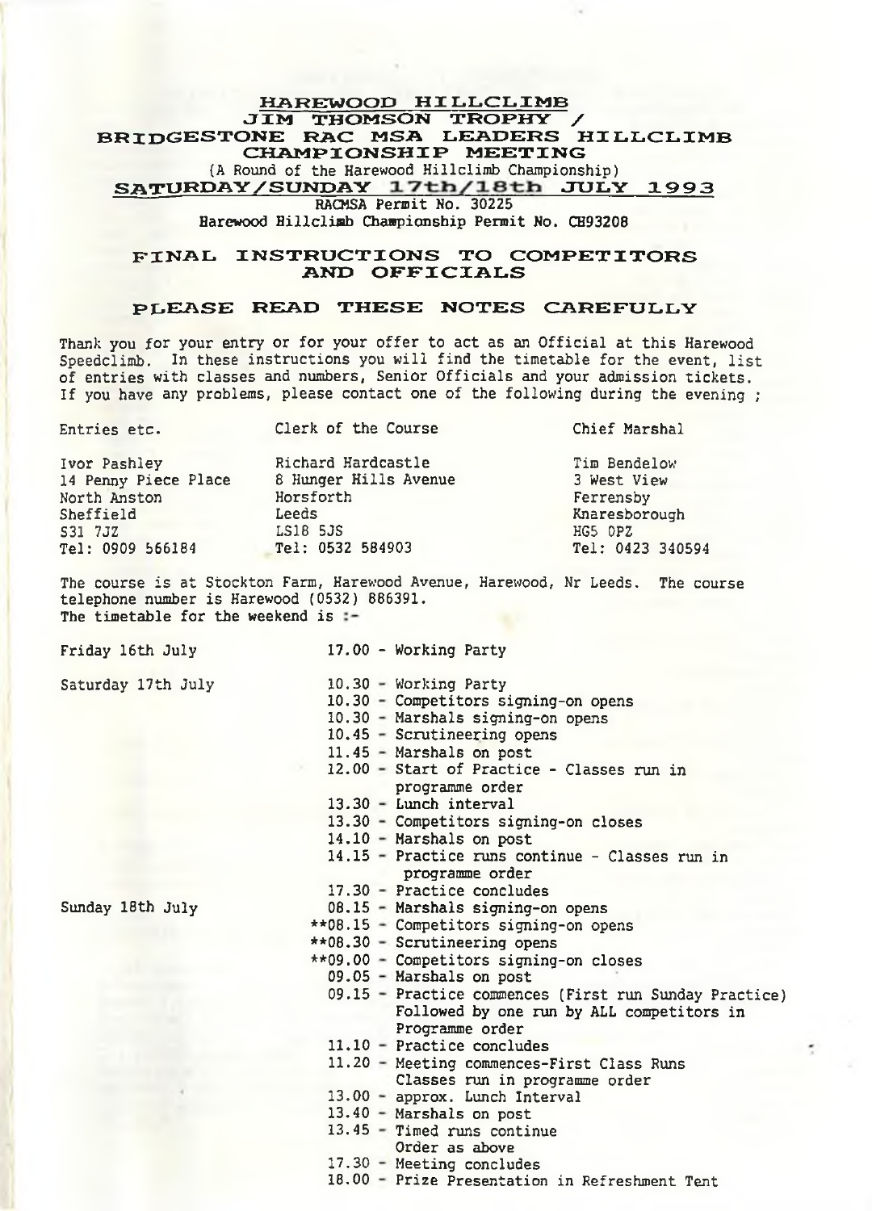# HAREWOOD HILLCLIMB
## JIM THOMSON TROPHY / BRIDGESTONE RAC MSA LEADERS HILLCLIMB CHAMPIONSHIP MEETING

(A Round of the Harewood Hillclimb Championship)

**SATURDAY/SUNDAY 17th/18th JULY 1993**

RACMSA Permit No. 30225

Harewood Hillclimb Championship Permit No. CH93208

## FINAL INSTRUCTIONS TO COMPETITORS AND OFFICIALS

### PLEASE READ THESE NOTES CAREFULLY

Thank you for your entry or for your offer to act as an Official at this Harewood Speedclimb. In these instructions you will find the timetable for the event, list of entries with classes and numbers, Senior Officials and your admission tickets. If you have any problems, please contact one of the following during the evening ;

| Entries etc. | Clerk of the Course | Chief Marshal |
|---|---|---|
| Ivor Pashley | Richard Hardcastle | Tim Bendelow |
| 14 Penny Piece Place | 8 Hunger Hills Avenue | 3 West View |
| North Anston | Horsforth | Ferrensby |
| Sheffield | Leeds | Knaresborough |
| S31 7JZ | LS18 5JS | HG5 0PZ |
| Tel: 0909 566184 | Tel: 0532 584903 | Tel: 0423 340594 |

The course is at Stockton Farm, Harewood Avenue, Harewood, Nr Leeds. The course telephone number is Harewood (0532) 886391.

The timetable for the weekend is :-

| | |
|---|---|
| Friday 16th July | 17.00 - Working Party |
| Saturday 17th July | 10.30 - Working Party |
| | 10.30 - Competitors signing-on opens |
| | 10.30 - Marshals signing-on opens |
| | 10.45 - Scrutineering opens |
| | 11.45 - Marshals on post |
| | 12.00 - Start of Practice - Classes run in programme order |
| | 13.30 - Lunch interval |
| | 13.30 - Competitors signing-on closes |
| | 14.10 - Marshals on post |
| | 14.15 - Practice runs continue - Classes run in programme order |
| | 17.30 - Practice concludes |
| Sunday 18th July | 08.15 - Marshals signing-on opens |
| | **08.15 - Competitors signing-on opens |
| | **08.30 - Scrutineering opens |
| | **09.00 - Competitors signing-on closes |
| | 09.05 - Marshals on post |
| | 09.15 - Practice commences (First run Sunday Practice) Followed by one run by ALL competitors in Programme order |
| | 11.10 - Practice concludes |
| | 11.20 - Meeting commences-First Class Runs Classes run in programme order |
| | 13.00 - approx. Lunch Interval |
| | 13.40 - Marshals on post |
| | 13.45 - Timed runs continue Order as above |
| | 17.30 - Meeting concludes |
| | 18.00 - Prize Presentation in Refreshment Tent |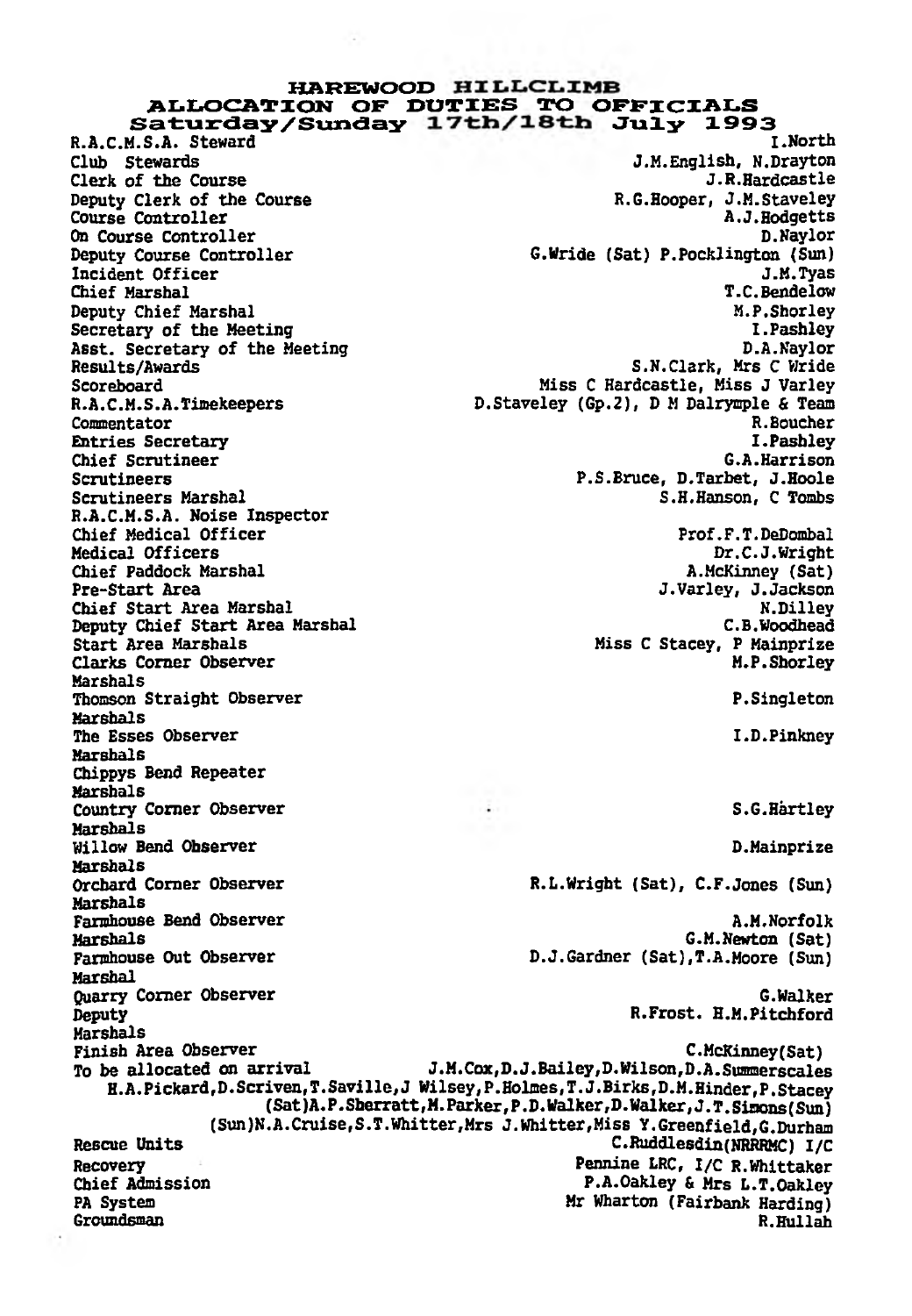# HAREWOOD HILLCLIMB
## ALLOCATION OF DUTIES TO OFFICIALS
### Saturday/Sunday 17th/18th July 1993

| Duty | Official |
|---|---|
| R.A.C.M.S.A. Steward | I.North |
| Club Stewards | J.M.English, N.Drayton |
| Clerk of the Course | J.R.Hardcastle |
| Deputy Clerk of the Course | R.G.Hooper, J.M.Staveley |
| Course Controller | A.J.Hodgetts |
| On Course Controller | D.Naylor |
| Deputy Course Controller | G.Wride (Sat) P.Pocklington (Sun) |
| Incident Officer | J.M.Tyas |
| Chief Marshal | T.C.Bendelow |
| Deputy Chief Marshal | M.P.Shorley |
| Secretary of the Meeting | I.Pashley |
| Asst. Secretary of the Meeting | D.A.Naylor |
| Results/Awards | S.N.Clark, Mrs C Wride |
| Scoreboard | Miss C Hardcastle, Miss J Varley |
| R.A.C.M.S.A.Timekeepers | D.Staveley (Gp.2), D M Dalrymple & Team |
| Commentator | R.Boucher |
| Entries Secretary | I.Pashley |
| Chief Scrutineer | G.A.Harrison |
| Scrutineers | P.S.Bruce, D.Tarbet, J.Hoole |
| Scrutineers Marshal | S.H.Hanson, C Tombs |
| R.A.C.M.S.A. Noise Inspector | |
| Chief Medical Officer | Prof.F.T.DeDombal |
| Medical Officers | Dr.C.J.Wright |
| Chief Paddock Marshal | A.McKinney (Sat) |
| Pre-Start Area | J.Varley, J.Jackson |
| Chief Start Area Marshal | N.Dilley |
| Deputy Chief Start Area Marshal | C.B.Woodhead |
| Start Area Marshals | Miss C Stacey, P Mainprize |
| Clarks Corner Observer | M.P.Shorley |
| Marshals | |
| Thomson Straight Observer | P.Singleton |
| Marshals | |
| The Esses Observer | I.D.Pinkney |
| Marshals | |
| Chippys Bend Repeater | |
| Marshals | |
| Country Corner Observer | S.G.Hartley |
| Marshals | |
| Willow Bend Observer | D.Mainprize |
| Marshals | |
| Orchard Corner Observer | R.L.Wright (Sat), C.F.Jones (Sun) |
| Marshals | |
| Farmhouse Bend Observer | A.M.Norfolk |
| Marshals | G.M.Newton (Sat) |
| Farmhouse Out Observer | D.J.Gardner (Sat), T.A.Moore (Sun) |
| Marshal | |
| Quarry Corner Observer | G.Walker |
| Deputy | R.Frost. H.M.Pitchford |
| Marshals | |
| Finish Area Observer | C.McKinney(Sat) |
| To be allocated on arrival | J.M.Cox, D.J.Bailey, D.Wilson, D.A.Summerscales H.A.Pickard, D.Scriven, T.Saville, J Wilsey, P.Holmes, T.J.Birks, D.M.Hinder, P.Stacey (Sat) A.P.Sherratt, M.Parker, P.D.Walker, D.Walker, J.T.Simons (Sun) (Sun) N.A.Cruise, S.T.Whitter, Mrs J.Whitter, Miss Y.Greenfield, G.Durham |
| Rescue Units | C.Ruddlesdin(NRRRMC) I/C |
| Recovery | Pennine LRC, I/C R.Whittaker |
| Chief Admission | P.A.Oakley & Mrs L.T.Oakley |
| PA System | Mr Wharton (Fairbank Harding) |
| Groundsman | R.Hullah |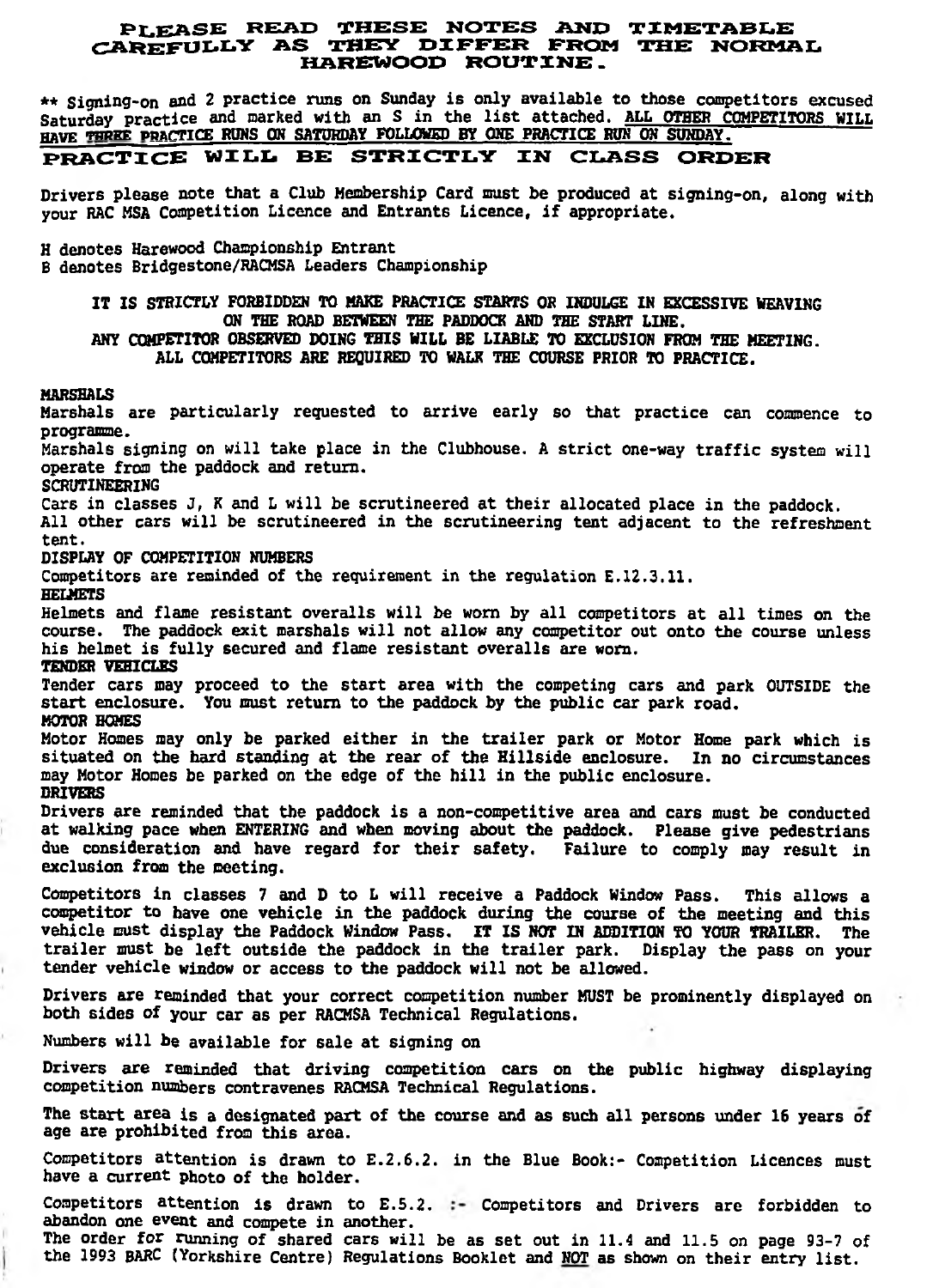# PLEASE READ THESE NOTES AND TIMETABLE CAREFULLY AS THEY DIFFER FROM THE NORMAL HAREWOOD ROUTINE.

** Signing-on and 2 practice runs on Sunday is only available to those competitors excused Saturday practice and marked with an S in the list attached. <u>ALL OTHER COMPETITORS WILL HAVE THREE PRACTICE RUNS ON SATURDAY FOLLOWED BY ONE PRACTICE RUN ON SUNDAY.</u>

## PRACTICE WILL BE STRICTLY IN CLASS ORDER

Drivers please note that a Club Membership Card must be produced at signing-on, along with your RAC MSA Competition Licence and Entrants Licence, if appropriate.

H denotes Harewood Championship Entrant
B denotes Bridgestone/RACMSA Leaders Championship

**IT IS STRICTLY FORBIDDEN TO MAKE PRACTICE STARTS OR INDULGE IN EXCESSIVE WEAVING ON THE ROAD BETWEEN THE PADDOCK AND THE START LINE.**
**ANY COMPETITOR OBSERVED DOING THIS WILL BE LIABLE TO EXCLUSION FROM THE MEETING.**
**ALL COMPETITORS ARE REQUIRED TO WALK THE COURSE PRIOR TO PRACTICE.**

**MARSHALS**
Marshals are particularly requested to arrive early so that practice can commence to programme.
Marshals signing on will take place in the Clubhouse. A strict one-way traffic system will operate from the paddock and return.

**SCRUTINEERING**
Cars in classes J, K and L will be scrutineered at their allocated place in the paddock.
All other cars will be scrutineered in the scrutineering tent adjacent to the refreshment tent.

**DISPLAY OF COMPETITION NUMBERS**
Competitors are reminded of the requirement in the regulation E.12.3.11.

**HELMETS**
Helmets and flame resistant overalls will be worn by all competitors at all times on the course. The paddock exit marshals will not allow any competitor out onto the course unless his helmet is fully secured and flame resistant overalls are worn.

**TENDER VEHICLES**
Tender cars may proceed to the start area with the competing cars and park OUTSIDE the start enclosure. You must return to the paddock by the public car park road.

**MOTOR HOMES**
Motor Homes may only be parked either in the trailer park or Motor Home park which is situated on the hard standing at the rear of the Hillside enclosure. In no circumstances may Motor Homes be parked on the edge of the hill in the public enclosure.

**DRIVERS**
Drivers are reminded that the paddock is a non-competitive area and cars must be conducted at walking pace when ENTERING and when moving about the paddock. Please give pedestrians due consideration and have regard for their safety. Failure to comply may result in exclusion from the meeting.

Competitors in classes 7 and D to L will receive a Paddock Window Pass. This allows a competitor to have one vehicle in the paddock during the course of the meeting and this vehicle must display the Paddock Window Pass. **IT IS NOT IN ADDITION TO YOUR TRAILER.** The trailer must be left outside the paddock in the trailer park. Display the pass on your tender vehicle window or access to the paddock will not be allowed.

Drivers are reminded that your correct competition number MUST be prominently displayed on both sides of your car as per RACMSA Technical Regulations.

Numbers will be available for sale at signing on

Drivers are reminded that driving competition cars on the public highway displaying competition numbers contravenes RACMSA Technical Regulations.

The start area is a designated part of the course and as such all persons under 16 years of age are prohibited from this area.

Competitors attention is drawn to E.2.6.2. in the Blue Book:- Competition Licences must have a current photo of the holder.

Competitors attention is drawn to E.5.2. :- Competitors and Drivers are forbidden to abandon one event and compete in another.
The order for running of shared cars will be as set out in 11.4 and 11.5 on page 93-7 of the 1993 BARC (Yorkshire Centre) Regulations Booklet and <u>NOT</u> as shown on their entry list.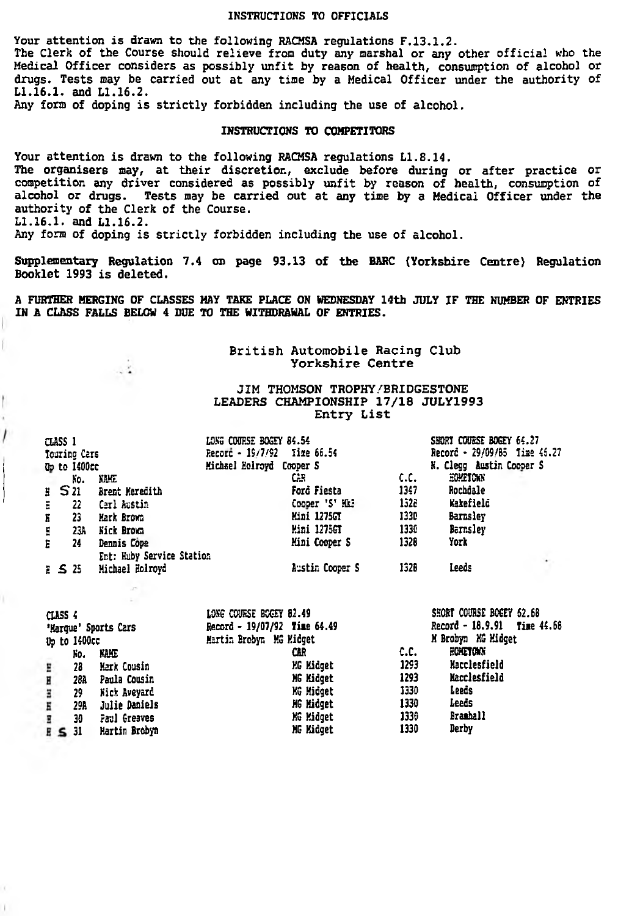## INSTRUCTIONS TO OFFICIALS

Your attention is drawn to the following RACMSA regulations F.13.1.2.
The Clerk of the Course should relieve from duty any marshal or any other official who the Medical Officer considers as possibly unfit by reason of health, consumption of alcohol or drugs. Tests may be carried out at any time by a Medical Officer under the authority of L1.16.1. and L1.16.2.
Any form of doping is strictly forbidden including the use of alcohol.

## INSTRUCTIONS TO COMPETITORS

Your attention is drawn to the following RACMSA regulations L1.8.14.
The organisers may, at their discretion, exclude before during or after practice or competition any driver considered as possibly unfit by reason of health, consumption of alcohol or drugs. Tests may be carried out at any time by a Medical Officer under the authority of the Clerk of the Course.
L1.16.1. and L1.16.2.
Any form of doping is strictly forbidden including the use of alcohol.

**Supplementary Regulation 7.4 on page 93.13 of the BARC (Yorkshire Centre) Regulation Booklet 1993 is deleted.**

**A FURTHER MERGING OF CLASSES MAY TAKE PLACE ON WEDNESDAY 14th JULY IF THE NUMBER OF ENTRIES IN A CLASS FALLS BELOW 4 DUE TO THE WITHDRAWAL OF ENTRIES.**

# British Automobile Racing Club
## Yorkshire Centre

## JIM THOMSON TROPHY/BRIDGESTONE LEADERS CHAMPIONSHIP 17/18 JULY1993
### Entry List

CLASS 1
Touring Cars
Up to 1400cc

LONG COURSE BOGEY 84.54
Record - 19/7/92 Time 66.54
Michael Holroyd Cooper S

SHORT COURSE BOGEY 64.27
Record - 29/09/85 Time 46.27
N. Clegg Austin Cooper S

| | No. | NAME | CAR | C.C. | HOMETOWN |
|---|---|---|---|---|---|
| H S | 21 | Brent Meredith | Ford Fiesta | 1347 | Rochdale |
| E | 22 | Carl Austin | Cooper 'S' MkI | 1328 | Wakefield |
| H | 23 | Mark Brown | Mini 1275GT | 1330 | Barnsley |
| E | 23A | Nick Brown | Mini 1275GT | 1330 | Barnsley |
| E | 24 | Dennis Cope<br>Ent: Huby Service Station | Mini Cooper S | 1328 | York |
| E S | 25 | Michael Holroyd | Austin Cooper S | 1328 | Leeds |

CLASS 4
'Marque' Sports Cars
Up to 1400cc

LONG COURSE BOGEY 82.49
Record - 19/07/92 Time 64.49
Martin Brobyn MG Midget

SHORT COURSE BOGEY 62.68
Record - 18.9.91 Time 44.68
M Brobyn MG Midget

| | No. | NAME | CAR | C.C. | HOMETOWN |
|---|---|---|---|---|---|
| E | 28 | Mark Cousin | MG Midget | 1293 | Macclesfield |
| H | 28A | Paula Cousin | MG Midget | 1293 | Macclesfield |
| H | 29 | Nick Aveyard | MG Midget | 1330 | Leeds |
| E | 29A | Julie Daniels | MG Midget | 1330 | Leeds |
| H | 30 | Paul Greaves | MG Midget | 1330 | Bramhall |
| H S | 31 | Martin Brobyn | MG Midget | 1330 | Derby |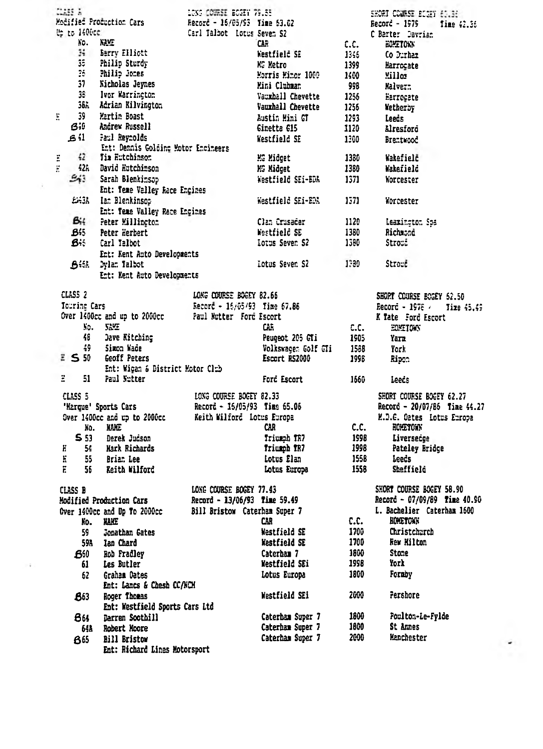CLASS A
Modified Production Cars
Up to 1400cc

LONG COURSE BOGEY 79.55
Record - 16/05/93 Time 53.02
Carl Talbot Lotus Seven S2

SHORT COURSE BOGEY 60.35
Record - 1979 Time 42.36
C Barter Davrian

| | No. | NAME | CAR | C.C. | HOMETOWN |
|---|---|---|---|---|---|
| | 34 | Barry Elliott | Westfield SE | 1346 | Co Durham |
| | 35 | Philip Sturdy | MG Metro | 1399 | Harrogate |
| | 36 | Philip Jones | Morris Minor 1000 | 1400 | Millom |
| | 37 | Nicholas Jeynes | Mini Clubman | 998 | Malvern |
| | 38 | Ivor Warrington | Vauxhall Chevette | 1256 | Harrogate |
| | 38A | Adrian Kilvington | Vauxhall Chevette | 1256 | Wetherby |
| H | 39 | Martin Boast | Austin Mini GT | 1293 | Leeds |
| | B40 | Andrew Russell | Ginetta G15 | 1120 | Alresford |
| | B41 | Paul Reynolds | Westfield SE | 1300 | Brentwood |
| | | Ent: Dennis Golding Motor Engineers | | | |
| H | 42 | Tim Hutchinson | MG Midget | 1380 | Wakefield |
| H | 42A | David Hutchinson | MG Midget | 1380 | Wakefield |
| | S43 | Sarah Blenkinsop | Westfield SEi-BDA | 1371 | Worcester |
| | | Ent: Teme Valley Race Engines | | | |
| | BS43A | Ian Blenkinsop | Westfield SEi-BDA | 1371 | Worcester |
| | | Ent: Teme Valley Race Engines | | | |
| | B44 | Peter Millington | Clan Crusader | 1120 | Leamington Spa |
| | B45 | Peter Herbert | Westfield SE | 1380 | Richmond |
| | B46 | Carl Talbot | Lotus Seven S2 | 1380 | Stroud |
| | | Ent: Kent Auto Developments | | | |
| | B46A | Dylan Talbot | Lotus Seven S2 | 1380 | Stroud |
| | | Ent: Kent Auto Developments | | | |

CLASS 2
Touring Cars
Over 1400cc and up to 2000cc

LONG COURSE BOGEY 82.66
Record - 16/05/93 Time 67.86
Paul Nutter Ford Escort

SHORT COURSE BOGEY 62.50
Record - 1978 Time 45.49
K Tate Ford Escort

| | No. | NAME | CAR | C.C. | HOMETOWN |
|---|---|---|---|---|---|
| | 48 | Dave Kitching | Peugeot 205 GTi | 1905 | Yarm |
| | 49 | Simon Wade | Volkswagen Golf GTi | 1588 | York |
| H | S 50 | Geoff Peters | Escort RS2000 | 1996 | Ripon |
| | | Ent: Wigan & District Motor Club | | | |
| H | 51 | Paul Nutter | Ford Escort | 1660 | Leeds |

CLASS 5
'Marque' Sports Cars
Over 1400cc and up to 2000cc

LONG COURSE BOGEY 82.33
Record - 16/05/93 Time 65.06
Keith Wilford Lotus Europa

SHORT COURSE BOGEY 62.27
Record - 20/07/86 Time 44.27
M.D.G. Oates Lotus Europa

| | No. | NAME | CAR | C.C. | HOMETOWN |
|---|---|---|---|---|---|
| | S 53 | Derek Judson | Triumph TR7 | 1998 | Liversedge |
| H | 54 | Mark Richards | Triumph TR7 | 1998 | Pateley Bridge |
| H | 55 | Brian Lee | Lotus Elan | 1558 | Leeds |
| H | 56 | Keith Wilford | Lotus Europa | 1558 | Sheffield |

CLASS B
Modified Production Cars
Over 1400cc and Up To 2000cc

LONG COURSE BOGEY 77.43
Record - 13/06/93 Time 59.49
Bill Bristow Caterham Super 7

SHORT COURSE BOGEY 58.90
Record - 07/09/89 Time 40.90
L. Bachelier Caterham 1600

| No. | NAME | CAR | C.C. | HOMETOWN |
|---|---|---|---|---|
| 59 | Jonathan Gates | Westfield SE | 1700 | Christchurch |
| 59A | Ian Chard | Westfield SE | 1700 | New Milton |
| B60 | Rob Fradley | Caterham 7 | 1800 | Stone |
| 61 | Les Butler | Westfield SEi | 1998 | York |
| 62 | Graham Oates | Lotus Europa | 1800 | Formby |
| | Ent: Lancs & Chesh CC/NCM | | | |
| B63 | Roger Thomas | Westfield SEi | 2000 | Pershore |
| | Ent: Westfield Sports Cars Ltd | | | |
| B64 | Darren Soothill | Caterham Super 7 | 1800 | Poulton-Le-Fylde |
| 64A | Robert Moore | Caterham Super 7 | 1800 | St Annes |
| B65 | Bill Bristow | Caterham Super 7 | 2000 | Manchester |
| | Ent: Richard Lines Motorsport | | | |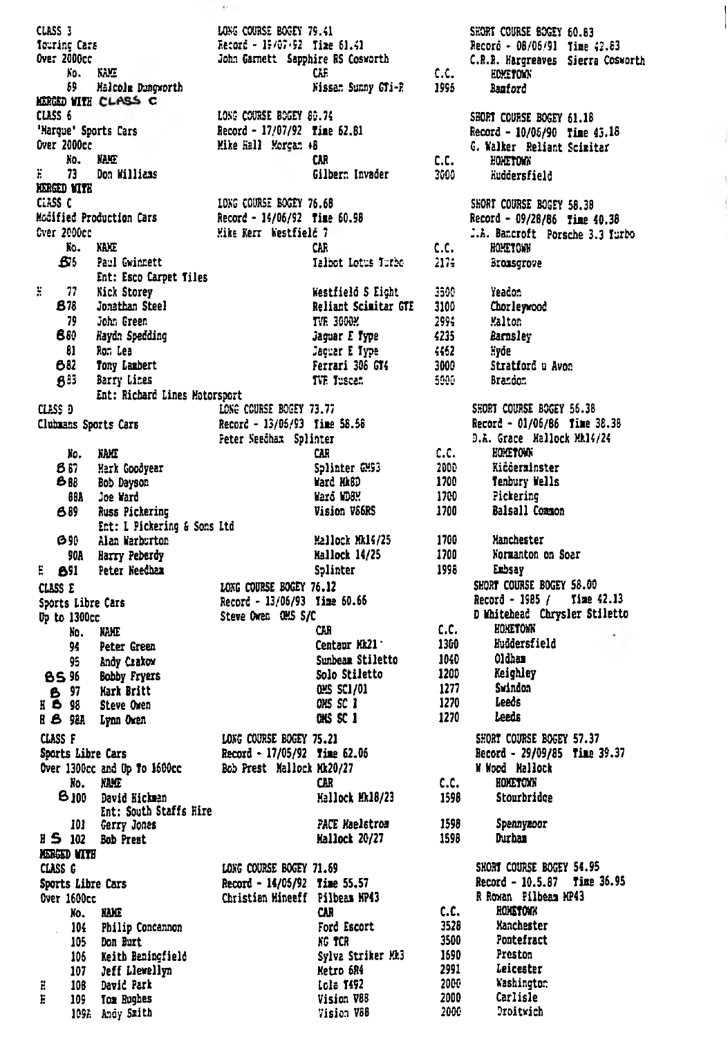CLASS 3
Touring Cars
Over 2000cc

LONG COURSE BOGEY 79.41
Record - 19/07/92 Time 61.41
John Garnett Sapphire RS Cosworth

SHORT COURSE BOGEY 60.63
Record - 08/06/91 Time 42.63
C.R.B. Hargreaves Sierra Cosworth

| No. | NAME | CAR | C.C. | HOMETOWN |
|---|---|---|---|---|
| 69 | Malcolm Dungworth | Nissan Sunny GTi-R | 1996 | Bamford |

MERGED WITH CLASS C

CLASS 6
'Marque' Sports Cars
Over 2000cc

LONG COURSE BOGEY 80.74
Record - 17/07/92 Time 62.81
Mike Hall Morgan +8

SHORT COURSE BOGEY 61.18
Record - 10/06/90 Time 43.18
G. Walker Reliant Scimitar

| | No. | NAME | CAR | C.C. | HOMETOWN |
|---|---|---|---|---|---|
| H | 73 | Don Williams | Gilbern Invader | 3000 | Huddersfield |

MERGED WITH

CLASS C
Modified Production Cars
Over 2000cc

LONG COURSE BOGEY 76.68
Record - 14/06/92 Time 60.98
Mike Kerr Westfield 7

SHORT COURSE BOGEY 58.38
Record - 09/28/86 Time 40.38
J.A. Bancroft Porsche 3.3 Turbo

| | No. | NAME | CAR | C.C. | HOMETOWN |
|---|---|---|---|---|---|
| | B76 | Paul Gwinnett<br>Ent: Esco Carpet Tiles | Talbot Lotus Turbo | 2174 | Bromsgrove |
| H | 77 | Nick Storey | Westfield S Eight | 3500 | Yeadon |
| | B78 | Jonathan Steel | Reliant Scimitar GTE | 3100 | Chorleywood |
| | 79 | John Green | TVR 3000M | 2994 | Malton |
| | B80 | Haydn Spedding | Jaguar E Type | 4235 | Barnsley |
| | 81 | Ron Lea | Jaguar E Type | 4462 | Hyde |
| | B82 | Tony Lambert | Ferrari 308 GT4 | 3000 | Stratford u Avon |
| | B83 | Barry Lines<br>Ent: Richard Lines Motorsport | TVR Tuscan | 5000 | Brandon |

CLASS D
Clubmans Sports Cars

LONG COURSE BOGEY 73.77
Record - 13/06/93 Time 58.56
Peter Needham Splinter

SHORT COURSE BOGEY 56.38
Record - 01/06/86 Time 38.38
D.A. Grace Mallock Mk14/24

| | No. | NAME | CAR | C.C. | HOMETOWN |
|---|---|---|---|---|---|
| | B87 | Mark Goodyear | Splinter GM93 | 2000 | Kidderminster |
| | B88 | Bob Dayson | Ward Mk8D | 1700 | Tenbury Wells |
| | 88A | Joe Ward | Ward WD8M | 1700 | Pickering |
| | B89 | Russ Pickering<br>Ent: L Pickering & Sons Ltd | Vision V86RS | 1700 | Balsall Common |
| | B90 | Alan Warburton | Mallock Mk14/25 | 1700 | Manchester |
| | 90A | Harry Peberdy | Mallock 14/25 | 1700 | Normanton on Soar |
| E | B91 | Peter Needham | Splinter | 1998 | Embsay |

CLASS E
Sports Libre Cars
Up to 1300cc

LONG COURSE BOGEY 76.12
Record - 13/06/93 Time 60.66
Steve Owen OMS S/C

SHORT COURSE BOGEY 58.00
Record - 1985 / Time 42.13
D Whitehead Chrysler Stiletto

| | No. | NAME | CAR | C.C. | HOMETOWN |
|---|---|---|---|---|---|
| | 94 | Peter Green | Centaur Mk21 | 1300 | Huddersfield |
| | 95 | Andy Czakow | Sunbeam Stiletto | 1040 | Oldham |
| BS | 96 | Bobby Fryers | Solo Stiletto | 1200 | Keighley |
| B | 97 | Mark Britt | OMS SC1/01 | 1277 | Swindon |
| H B | 98 | Steve Owen | OMS SC 1 | 1270 | Leeds |
| H B | 98A | Lynn Owen | OMS SC 1 | 1270 | Leeds |

CLASS F
Sports Libre Cars
Over 1300cc and Up To 1600cc

LONG COURSE BOGEY 75.21
Record - 17/05/92 Time 62.06
Bob Prest Mallock Mk20/27

SHORT COURSE BOGEY 57.37
Record - 29/09/85 Time 39.37
W Wood Mallock

| | No. | NAME | CAR | C.C. | HOMETOWN |
|---|---|---|---|---|---|
| | B100 | David Hickman<br>Ent: South Staffs Hire | Mallock Mk18/23 | 1598 | Stourbridge |
| | 101 | Gerry Jones | PACE Maelstrom | 1598 | Spennymoor |
| H S | 102 | Bob Prest | Mallock 20/27 | 1598 | Durham |

MERGED WITH

CLASS G
Sports Libre Cars
Over 1600cc

LONG COURSE BOGEY 71.69
Record - 14/05/92 Time 55.57
Christian Mineeff Pilbeam MP43

SHORT COURSE BOGEY 54.95
Record - 10.5.87 Time 36.95
R Rowan Pilbeam MP43

| | No. | NAME | CAR | C.C. | HOMETOWN |
|---|---|---|---|---|---|
| | 104 | Philip Concannon | Ford Escort | 3528 | Manchester |
| | 105 | Don Burt | MG TCR | 3500 | Pontefract |
| | 106 | Keith Beningfield | Sylva Striker Mk3 | 1690 | Preston |
| | 107 | Jeff Llewellyn | Metro 6R4 | 2991 | Leicester |
| H | 108 | David Park | Lola T492 | 2000 | Washington |
| H | 109 | Tom Hughes | Vision V88 | 2000 | Carlisle |
| | 109A | Andy Smith | Vision V88 | 2000 | Droitwich |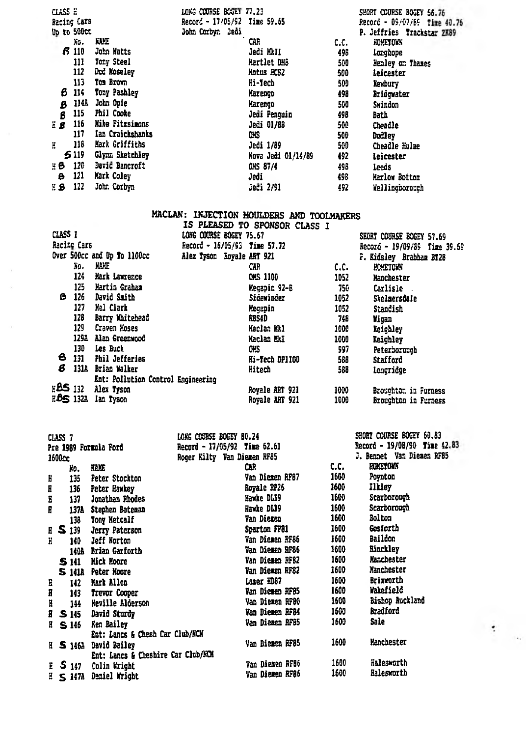CLASS H
Racing Cars
Up to 500cc

LONG COURSE BOGEY 77.23
Record - 17/05/92 Time 59.65
John Corbyn Jedi

SHORT COURSE BOGEY 56.76
Record - 09/07/89 Time 40.76
P. Jeffries Trackstar 2K89

| | No. | NAME | CAR | C.C. | HOMETOWN |
|---|---|---|---|---|---|
| B | 110 | John Watts | Jedi MkII | 498 | Longhope |
| | 111 | Tony Steel | Martlet DM6 | 500 | Henley on Thames |
| | 112 | Dud Moseley | Motus HCS2 | 500 | Leicester |
| | 113 | Tom Brown | Hi-Tech | 500 | Newbury |
| B | 114 | Tony Pashley | Marengo | 498 | Bridgwater |
| B | 114A | John Opie | Marengo | 500 | Swindon |
| B | 115 | Phil Cooke | Jedi Penguin | 498 | Bath |
| H B | 116 | Mike Fitzsimons | Jedi 01/88 | 500 | Cheadle |
| | 117 | Ian Cruickshanks | OMS | 500 | Dudley |
| H | 118 | Mark Griffiths | Jedi 1/89 | 500 | Cheadle Hulme |
| S | 119 | Glynn Sketchley | Nova Jedi 01/14/89 | 492 | Leicester |
| H B | 120 | David Bancroft | OMS 87/4 | 498 | Leeds |
| B | 121 | Mark Coley | Jedi | 498 | Marlow Bottom |
| H B | 122 | John Corbyn | Jedi 2/91 | 492 | Wellingborough |

MACLAN: INJECTION MOULDERS AND TOOLMAKERS
IS PLEASED TO SPONSOR CLASS I

CLASS I
Racing Cars
Over 500cc and Up To 1100cc

LONG COURSE BOGEY 75.67
Record - 16/05/93 Time 57.72
Alex Tyson Royale ART 921

SHORT COURSE BOGEY 57.69
Record - 19/09/89 Time 39.69
P. Kidsley Brabham BT28

| | No. | NAME | CAR | C.C. | HOMETOWN |
|---|---|---|---|---|---|
| | 124 | Mark Lawrence | OMS 1100 | 1052 | Manchester |
| | 125 | Martin Graham | Megapin 92-B | 750 | Carlisle |
| B | 126 | David Smith | Sidewinder | 1052 | Skelmersdale |
| | 127 | Mel Clark | Megapin | 1052 | Standish |
| | 128 | Barry Whitehead | RBS4D | 748 | Wigan |
| | 129 | Craven Moses | Maclan Mk1 | 1000 | Keighley |
| | 129A | Alan Greenwood | Maclan MkI | 1000 | Keighley |
| | 130 | Les Buck | OMS | 997 | Peterborough |
| B | 131 | Phil Jefferies | Hi-Tech DP1100 | 588 | Stafford |
| B | 131A | Brian Walker<br>Ent: Pollution Control Engineering | Hitech | 588 | Longridge |
| H B S | 132 | Alex Tyson | Royale ART 921 | 1000 | Broughton in Furness |
| H B S | 132A | Ian Tyson | Royale ART 921 | 1000 | Broughton in Furness |

CLASS 7
Pre 1989 Formula Ford
1600cc

LONG COURSE BOGEY 80.24
Record - 17/05/92 Time 62.61
Roger Kilty Van Diemen RF85

SHORT COURSE BOGEY 60.83
Record - 19/08/90 Time 42.83
J. Bennet Van Diemen RF85

| | No. | NAME | CAR | C.C. | HOMETOWN |
|---|---|---|---|---|---|
| H | 135 | Peter Stockton | Van Diemen RF87 | 1600 | Poynton |
| H | 136 | Peter Hawkey | Royale RP26 | 1600 | Ilkley |
| H | 137 | Jonathan Rhodes | Hawke DL19 | 1600 | Scarborough |
| H | 137A | Stephen Bateman | Hawke DL19 | 1600 | Scarborough |
| | 138 | Tony Metcalf | Van Diemen | 1600 | Bolton |
| H S | 139 | Jerry Paterson | Sparton FF81 | 1600 | Gosforth |
| H | 140 | Jeff Norton | Van Diemen RF86 | 1600 | Baildon |
| | 140A | Brian Garforth | Van Diemen RF86 | 1600 | Hinckley |
| S | 141 | Mick Moore | Van Diemen RF82 | 1600 | Manchester |
| S | 141A | Peter Moore | Van Diemen RF82 | 1600 | Manchester |
| H | 142 | Mark Allen | Lazer HD87 | 1600 | Brinworth |
| H | 143 | Trevor Cooper | Van Diemen RF85 | 1600 | Wakefield |
| H | 144 | Neville Alderson | Van Diemen RF80 | 1600 | Bishop Auckland |
| H S | 145 | David Sturdy | Van Diemen RF84 | 1600 | Bradford |
| H S | 146 | Ken Bailey<br>Ent: Lancs & Chesh Car Club/NCM | Van Diemen RF85 | 1600 | Sale |
| H S | 146A | David Bailey<br>Ent: Lancs & Cheshire Car Club/NCM | Van Diemen RF85 | 1600 | Manchester |
| H S | 147 | Colin Wright | Van Diemen RF86 | 1600 | Halesworth |
| H S | 147A | Daniel Wright | Van Diemen RF86 | 1600 | Halesworth |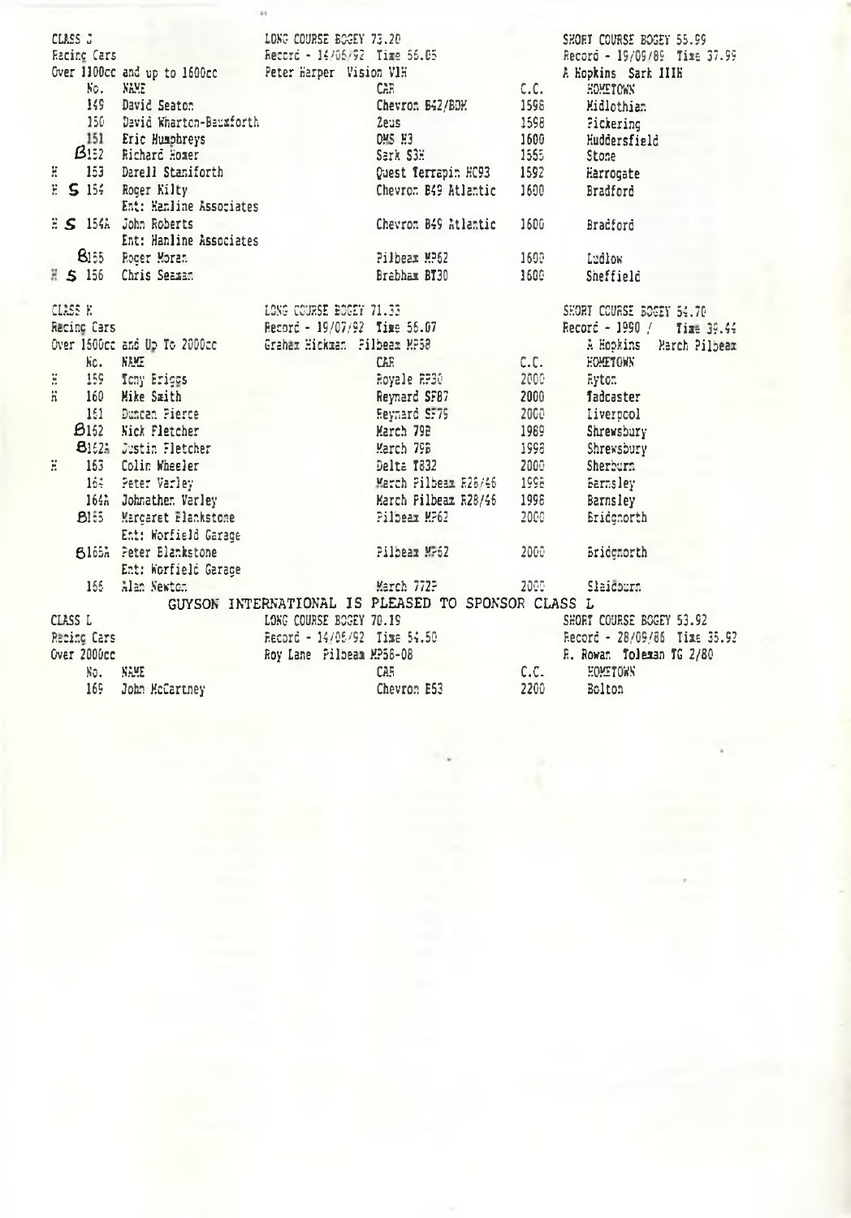CLASS J
Racing Cars
Over 1100cc and up to 1600cc

LONG COURSE BOGEY 73.20
Record - 14/06/92 Time 56.65
Peter Harper Vision V15

SHORT COURSE BOGEY 55.99
Record - 19/09/89 Time 37.99
A Hopkins Sark IIIH

| | No. | NAME | CAR | C.C. | HOMETOWN |
|---|---|---|---|---|---|
| | 149 | David Seaton | Chevron B42/BDX | 1598 | Midlothian |
| | 150 | David Wharton-Beauforth | Zeus | 1598 | Pickering |
| | 151 | Eric Humphreys | OMS H3 | 1600 | Huddersfield |
| B | 152 | Richard Homer | Sark S3H | 1565 | Stone |
| H | 153 | Darell Staniforth | Quest Terrapin HC93 | 1592 | Harrogate |
| H S | 154 | Roger Kilty<br>Ent: Hanline Associates | Chevron B49 Atlantic | 1600 | Bradford |
| H S | 154A | John Roberts<br>Ent: Hanline Associates | Chevron B49 Atlantic | 1600 | Bradford |
| B | 155 | Roger Moran | Pilbeam MP62 | 1600 | Ludlow |
| H S | 156 | Chris Seaman | Brabham BT30 | 1600 | Sheffield |

CLASS K
Racing Cars
Over 1600cc and Up To 2000cc

LONG COURSE BOGEY 71.33
Record - 19/07/92 Time 55.07
Graham Hickman Pilbeam MP58

SHORT COURSE BOGEY 54.70
Record - 1990 / Time 39.44
A Hopkins March Pilbeam

| | No. | NAME | CAR | C.C. | HOMETOWN |
|---|---|---|---|---|---|
| H | 159 | Tony Briggs | Royale RP30 | 2000 | Ryton |
| H | 160 | Mike Smith | Reynard SF87 | 2000 | Tadcaster |
| | 161 | Duncan Pierce | Reynard SF75 | 2000 | Liverpool |
| B | 162 | Nick Fletcher | March 79B | 1989 | Shrewsbury |
| B | 162A | Justin Fletcher | March 79B | 1998 | Shrewsbury |
| H | 163 | Colin Wheeler | Delta T832 | 2000 | Sherburn |
| | 164 | Peter Varley | March Pilbeam R28/46 | 1998 | Barnsley |
| | 164A | Johnathen Varley | March Pilbeam R28/46 | 1998 | Barnsley |
| B | 165 | Margaret Blankstone<br>Ent: Worfield Garage | Pilbeam MP62 | 2000 | Bridgnorth |
| B | 165A | Peter Blankstone<br>Ent: Worfield Garage | Pilbeam MP62 | 2000 | Bridgnorth |
| | 166 | Alan Newton | March 772P | 2000 | Slaidburn |

GUYSON INTERNATIONAL IS PLEASED TO SPONSOR CLASS L

CLASS L
Racing Cars
Over 2000cc

LONG COURSE BOGEY 70.19
Record - 14/06/92 Time 54.50
Roy Lane Pilbeam MP58-08

SHORT COURSE BOGEY 53.92
Record - 28/09/86 Time 35.92
R. Rowan Toleman TG 2/80

| No. | NAME | CAR | C.C. | HOMETOWN |
|---|---|---|---|---|
| 169 | John McCartney | Chevron B53 | 2200 | Bolton |